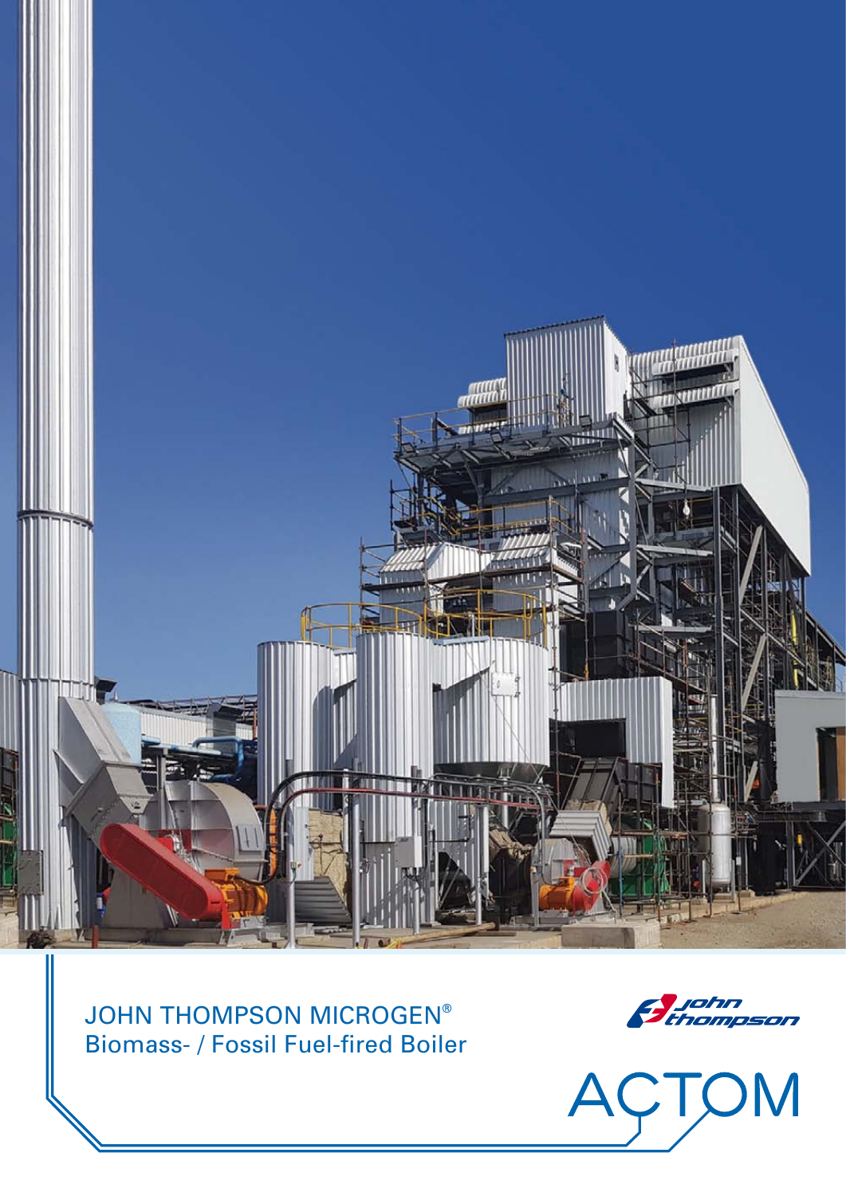# JOHN THOMPSON MICROGEN®

## Biomass- / Fossil Fuel-fired Boiler

john thompson

ACTOM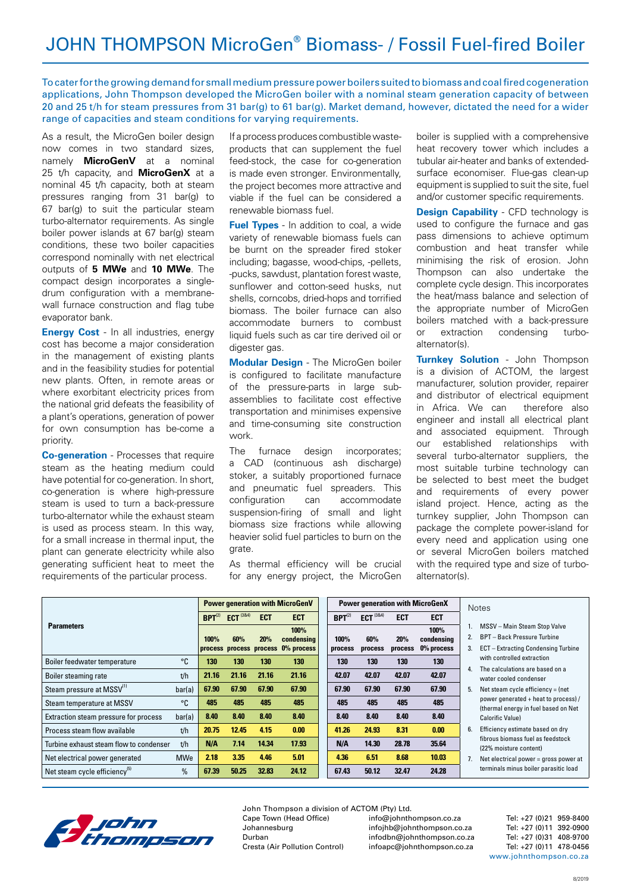# JOHN THOMPSON MicroGen® Biomass- / Fossil Fuel-fired Boiler

To cater for the growing demand for small medium pressure power boilers suited to biomass and coal fired cogeneration applications, John Thompson developed the MicroGen boiler with a nominal steam generation capacity of between 20 and 25 t/h for steam pressures from 31 bar(g) to 61 bar(g). Market demand, however, dictated the need for a wider range of capacities and steam conditions for varying requirements.

As a result, the MicroGen boiler design now comes in two standard sizes, namely **MicroGenV** at a nominal 25 t/h capacity, and **MicroGenX** at a nominal 45 t/h capacity, both at steam pressures ranging from 31 bar(g) to 67 bar(g) to suit the particular steam turbo-alternator requirements. As single boiler power islands at 67 bar(g) steam conditions, these two boiler capacities correspond nominally with net electrical outputs of **5 MWe** and **10 MWe**. The compact design incorporates a single-drum configuration with a membrane-wall furnace construction and flag tube evaporator bank.

**Energy Cost** - In all industries, energy cost has become a major consideration in the management of existing plants and in the feasibility studies for potential new plants. Often, in remote areas or where exorbitant electricity prices from the national grid defeats the feasibility of a plant's operations, generation of power for own consumption has be-come a priority.

**Co-generation** - Processes that require steam as the heating medium could have potential for co-generation. In short, co-generation is where high-pressure steam is used to turn a back-pressure turbo-alternator while the exhaust steam is used as process steam. In this way, for a small increase in thermal input, the plant can generate electricity while also generating sufficient heat to meet the requirements of the particular process.

If a process produces combustible waste-products that can supplement the fuel feed-stock, the case for co-generation is made even stronger. Environmentally, the project becomes more attractive and viable if the fuel can be considered a renewable biomass fuel.

**Fuel Types** - In addition to coal, a wide variety of renewable biomass fuels can be burnt on the spreader fired stoker including; bagasse, wood-chips, -pellets, -pucks, sawdust, plantation forest waste, sunflower and cotton-seed husks, nut shells, corncobs, dried-hops and torrified biomass. The boiler furnace can also accommodate burners to combust liquid fuels such as car tire derived oil or digester gas.

**Modular Design** - The MicroGen boiler is configured to facilitate manufacture of the pressure-parts in large sub-assemblies to facilitate cost effective transportation and minimises expensive and time-consuming site construction work.

The furnace design incorporates; a CAD (continuous ash discharge) stoker, a suitably proportioned furnace and pneumatic fuel spreaders. This configuration can accommodate suspension-firing of small and light biomass size fractions while allowing heavier solid fuel particles to burn on the grate.

As thermal efficiency will be crucial for any energy project, the MicroGen boiler is supplied with a comprehensive heat recovery tower which includes a tubular air-heater and banks of extended-surface economiser. Flue-gas clean-up equipment is supplied to suit the site, fuel and/or customer specific requirements.

**Design Capability** - CFD technology is used to configure the furnace and gas pass dimensions to achieve optimum combustion and heat transfer while minimising the risk of erosion. John Thompson can also undertake the complete cycle design. This incorporates the heat/mass balance and selection of the appropriate number of MicroGen boilers matched with a back-pressure or extraction condensing turbo-alternator(s).

**Turnkey Solution** - John Thompson is a division of ACTOM, the largest manufacturer, solution provider, repairer and distributor of electrical equipment in Africa. We can therefore also engineer and install all electrical plant and associated equipment. Through our established relationships with several turbo-alternator suppliers, the most suitable turbine technology can be selected to best meet the budget and requirements of every power island project. Hence, acting as the turnkey supplier, John Thompson can package the complete power-island for every need and application using one or several MicroGen boilers matched with the required type and size of turbo-alternator(s).

| Parameters | | Power generation with MicroGenV | | | | Power generation with MicroGenX | | | |
|---|---|---|---|---|---|---|---|---|---|
| | | BPT[2] | ECT[3&4] | ECT | ECT | BPT[2] | ECT[3&4] | ECT | ECT |
| | | 100% process | 60% process | 20% process | 100% condensing 0% process | 100% process | 60% process | 20% process | 100% condensing 0% process |
| Boiler feedwater temperature | °C | 130 | 130 | 130 | 130 | 130 | 130 | 130 | 130 |
| Boiler steaming rate | t/h | 21.16 | 21.16 | 21.16 | 21.16 | 42.07 | 42.07 | 42.07 | 42.07 |
| Steam pressure at MSSV[1] | bar(a) | 67.90 | 67.90 | 67.90 | 67.90 | 67.90 | 67.90 | 67.90 | 67.90 |
| Steam temperature at MSSV | °C | 485 | 485 | 485 | 485 | 485 | 485 | 485 | 485 |
| Extraction steam pressure for process | bar(a) | 8.40 | 8.40 | 8.40 | 8.40 | 8.40 | 8.40 | 8.40 | 8.40 |
| Process steam flow available | t/h | 20.75 | 12.45 | 4.15 | 0.00 | 41.26 | 24.93 | 8.31 | 0.00 |
| Turbine exhaust steam flow to condenser | t/h | N/A | 7.14 | 14.34 | 17.93 | N/A | 14.30 | 28.78 | 35.64 |
| Net electrical power generated | MWe | 2.18 | 3.35 | 4.46 | 5.01 | 4.36 | 6.51 | 8.68 | 10.03 |
| Net steam cycle efficiency[5] | % | 67.39 | 50.25 | 32.83 | 24.12 | 67.43 | 50.12 | 32.47 | 24.28 |

Notes

1. MSSV – Main Steam Stop Valve
2. BPT – Back Pressure Turbine
3. ECT – Extracting Condensing Turbine with controlled extraction
4. The calculations are based on a water cooled condenser
5. Net steam cycle efficiency = (net power generated + heat to process) / (thermal energy in fuel based on Net Calorific Value)
6. Efficiency estimate based on dry fibrous biomass fuel as feedstock (22% moisture content)
7. Net electrical power = gross power at terminals minus boiler parasitic load

john thompson

John Thompson a division of ACTOM (Pty) Ltd.

| | | |
|---|---|---|
| Cape Town (Head Office) | info@johnthompson.co.za | Tel: +27 (0)21 959-8400 |
| Johannesburg | infojhb@johnthompson.co.za | Tel: +27 (0)11 392-0900 |
| Durban | infodbn@johnthompson.co.za | Tel: +27 (0)31 408-9700 |
| Cresta (Air Pollution Control) | infoapc@johnthompson.co.za | Tel: +27 (0)11 478-0456 |

www.johnthompson.co.za

8/2019